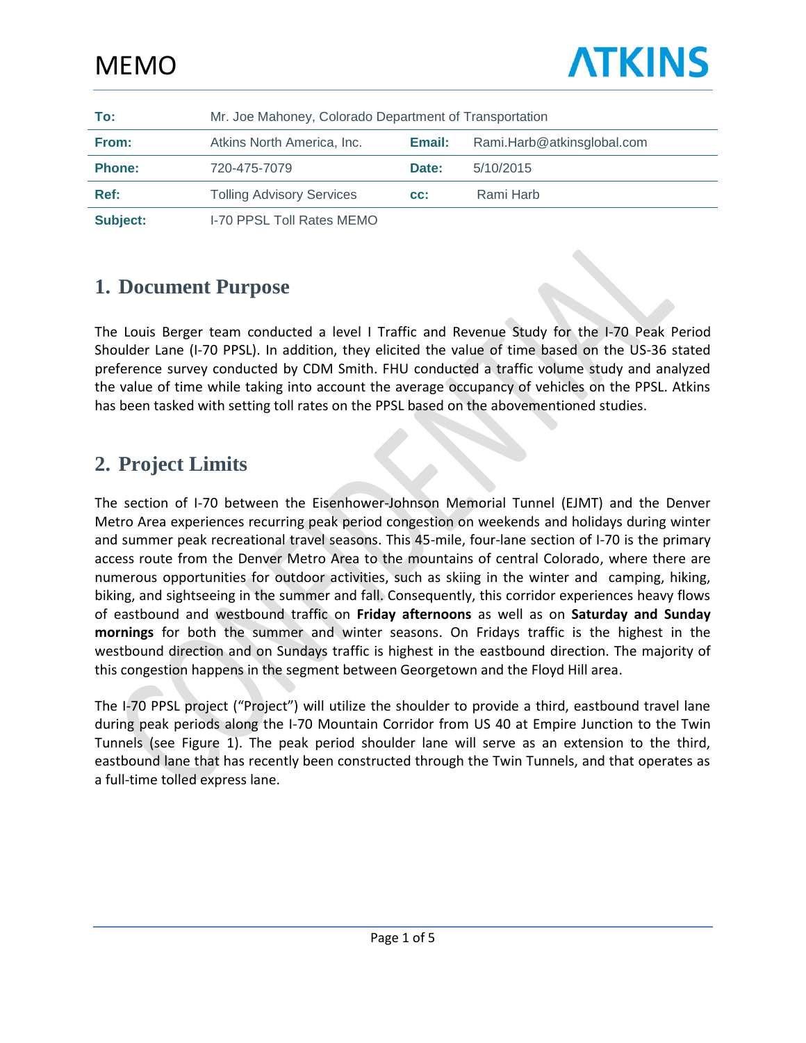# MEMO

**ATKINS**

| To: | Mr. Joe Mahoney, Colorado Department of Transportation | | |
|---|---|---|---|
| **From:** | Atkins North America, Inc. | **Email:** | Rami.Harb@atkinsglobal.com |
| **Phone:** | 720-475-7079 | **Date:** | 5/10/2015 |
| **Ref:** | Tolling Advisory Services | **cc:** | Rami Harb |
| **Subject:** | I-70 PPSL Toll Rates MEMO | | |

## 1. Document Purpose

The Louis Berger team conducted a level I Traffic and Revenue Study for the I-70 Peak Period Shoulder Lane (I-70 PPSL). In addition, they elicited the value of time based on the US-36 stated preference survey conducted by CDM Smith. FHU conducted a traffic volume study and analyzed the value of time while taking into account the average occupancy of vehicles on the PPSL. Atkins has been tasked with setting toll rates on the PPSL based on the abovementioned studies.

## 2. Project Limits

The section of I-70 between the Eisenhower-Johnson Memorial Tunnel (EJMT) and the Denver Metro Area experiences recurring peak period congestion on weekends and holidays during winter and summer peak recreational travel seasons. This 45-mile, four-lane section of I-70 is the primary access route from the Denver Metro Area to the mountains of central Colorado, where there are numerous opportunities for outdoor activities, such as skiing in the winter and camping, hiking, biking, and sightseeing in the summer and fall. Consequently, this corridor experiences heavy flows of eastbound and westbound traffic on **Friday afternoons** as well as on **Saturday and Sunday mornings** for both the summer and winter seasons. On Fridays traffic is the highest in the westbound direction and on Sundays traffic is highest in the eastbound direction. The majority of this congestion happens in the segment between Georgetown and the Floyd Hill area.

The I-70 PPSL project ("Project") will utilize the shoulder to provide a third, eastbound travel lane during peak periods along the I-70 Mountain Corridor from US 40 at Empire Junction to the Twin Tunnels (see Figure 1). The peak period shoulder lane will serve as an extension to the third, eastbound lane that has recently been constructed through the Twin Tunnels, and that operates as a full-time tolled express lane.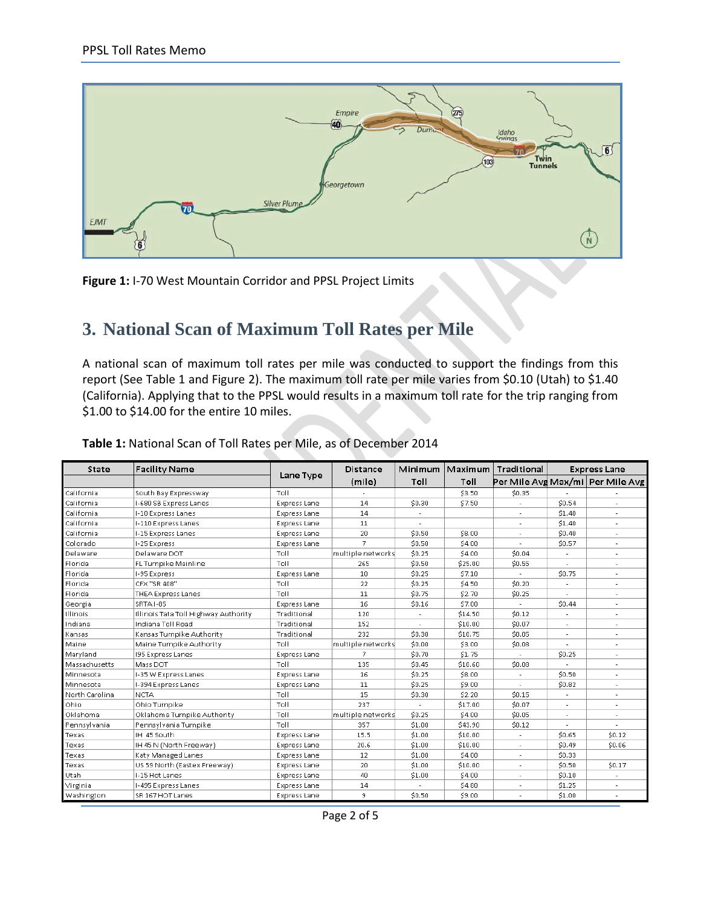**Figure 1:** I-70 West Mountain Corridor and PPSL Project Limits

## 3. National Scan of Maximum Toll Rates per Mile

A national scan of maximum toll rates per mile was conducted to support the findings from this report (See Table 1 and Figure 2). The maximum toll rate per mile varies from $0.10 (Utah) to $1.40 (California). Applying that to the PPSL would results in a maximum toll rate for the trip ranging from $1.00 to $14.00 for the entire 10 miles.

**Table 1:** National Scan of Toll Rates per Mile, as of December 2014

| State | Facility Name | Lane Type | Distance | Minimum | Maximum | Traditional | Express Lane | |
|---|---|---|---|---|---|---|---|---|
| | | | (mile) | Toll | Toll | Per Mile Avg | Max/mi | Per Mile Avg |
| California | South Bay Expressway | Toll | - | | $3.50 | $0.35 | - | - |
| California | I-680 SB Express Lanes | Express Lane | 14 | $0.30 | $7.50 | - | $0.54 | - |
| California | I-10 Express Lanes | Express Lane | 14 | - | | - | $1.40 | - |
| California | I-110 Express Lanes | Express Lane | 11 | - | | - | $1.40 | - |
| California | I-15 Express Lanes | Express Lane | 20 | $0.50 | $8.00 | - | $0.40 | - |
| Colorado | I-25 Express | Express Lane | 7 | $0.50 | $4.00 | - | $0.57 | - |
| Delaware | Delaware DOT | Toll | multiple networks | $0.25 | $4.00 | $0.04 | - | - |
| Florida | FL Turnpike Mainline | Toll | 265 | $0.50 | $25.00 | $0.55 | - | - |
| Florida | I-95 Express | Express Lane | 10 | $0.25 | $7.10 | - | $0.75 | - |
| Florida | CFX "SR 408" | Toll | 22 | $0.25 | $4.50 | $0.20 | - | - |
| Florida | THEA Express Lanes | Toll | 11 | $0.75 | $2.70 | $0.25 | - | - |
| Georgia | SRTA I-85 | Express Lane | 16 | $0.16 | $7.00 | - | $0.44 | - |
| Illinois | Illinois Tata Toll Highway Authority | Traditional | 120 | - | $14.50 | $0.12 | - | - |
| Indiana | Indiana Toll Road | Traditional | 152 | - | $10.00 | $0.07 | - | - |
| Kansas | Kansas Turnpike Authority | Traditional | 232 | $0.30 | $10.75 | $0.05 | - | - |
| Maine | Maine Turnpike Authority | Toll | multiple networks | $0.00 | $3.00 | $0.08 | - | - |
| Maryland | I95 Express Lanes | Express Lane | 7 | $0.70 | $1.75 | - | $0.25 | - |
| Massachusetts | Mass DOT | Toll | 135 | $0.45 | $10.60 | $0.08 | - | - |
| Minnesota | I-35 W Express Lanes | Express Lane | 16 | $0.25 | $8.00 | - | $0.50 | - |
| Minnesota | I-394 Express Lanes | Express Lane | 11 | $0.25 | $9.00 | - | $0.82 | - |
| North Carolina | NCTA | Toll | 15 | $0.30 | $2.20 | $0.15 | - | - |
| Ohio | Ohio Turnpike | Toll | 237 | - | $17.00 | $0.07 | - | - |
| Oklahoma | Oklahoma Turnpike Authority | Toll | multiple networks | $0.25 | $4.00 | $0.05 | - | - |
| Pennsylvania | Pennsylvania Turnpike | Toll | 357 | $1.00 | $43.90 | $0.12 | - | - |
| Texas | IH 45 South | Express Lane | 15.5 | $1.00 | $10.00 | - | $0.65 | $0.12 |
| Texas | IH 45 N (North Freeway) | Express Lane | 20.6 | $1.00 | $10.00 | - | $0.49 | $0.06 |
| Texas | Katy Managed Lanes | Express Lane | 12 | $1.00 | $4.00 | - | $0.33 | |
| Texas | US 59 North (Eastex Freeway) | Express Lane | 20 | $1.00 | $10.00 | - | $0.50 | $0.17 |
| Utah | I-15 Hot Lanes | Express Lane | 40 | $1.00 | $4.00 | - | $0.10 | - |
| Virginia | I-495 Express Lanes | Express Lane | 14 | - | $4.00 | - | $1.25 | - |
| Washington | SR 167 HOT Lanes | Express Lane | 9 | $0.50 | $9.00 | - | $1.00 | - |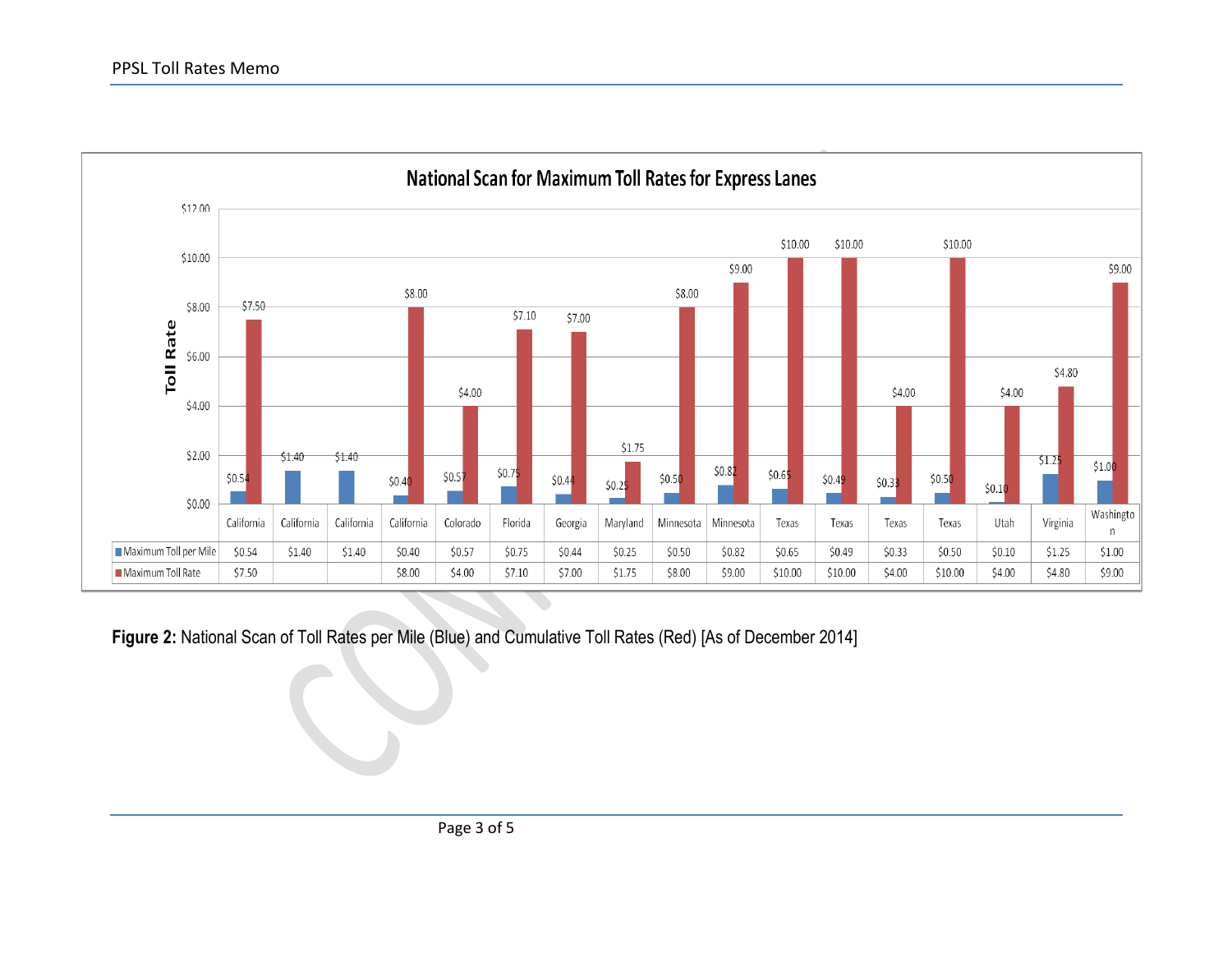**National Scan for Maximum Toll Rates for Express Lanes**

| | California | California | California | California | Colorado | Florida | Georgia | Maryland | Minnesota | Minnesota | Texas | Texas | Texas | Texas | Utah | Virginia | Washington |
|---|---|---|---|---|---|---|---|---|---|---|---|---|---|---|---|---|---|
| Maximum Toll per Mile | $0.54 | $1.40 | $1.40 | $0.40 | $0.57 | $0.75 | $0.44 | $0.25 | $0.50 | $0.82 | $0.65 | $0.49 | $0.33 | $0.50 | $0.10 | $1.25 | $1.00 |
| Maximum Toll Rate | $7.50 | | | $8.00 | $4.00 | $7.10 | $7.00 | $1.75 | $8.00 | $9.00 | $10.00 | $10.00 | $4.00 | $10.00 | $4.00 | $4.80 | $9.00 |

**Figure 2:** National Scan of Toll Rates per Mile (Blue) and Cumulative Toll Rates (Red) [As of December 2014]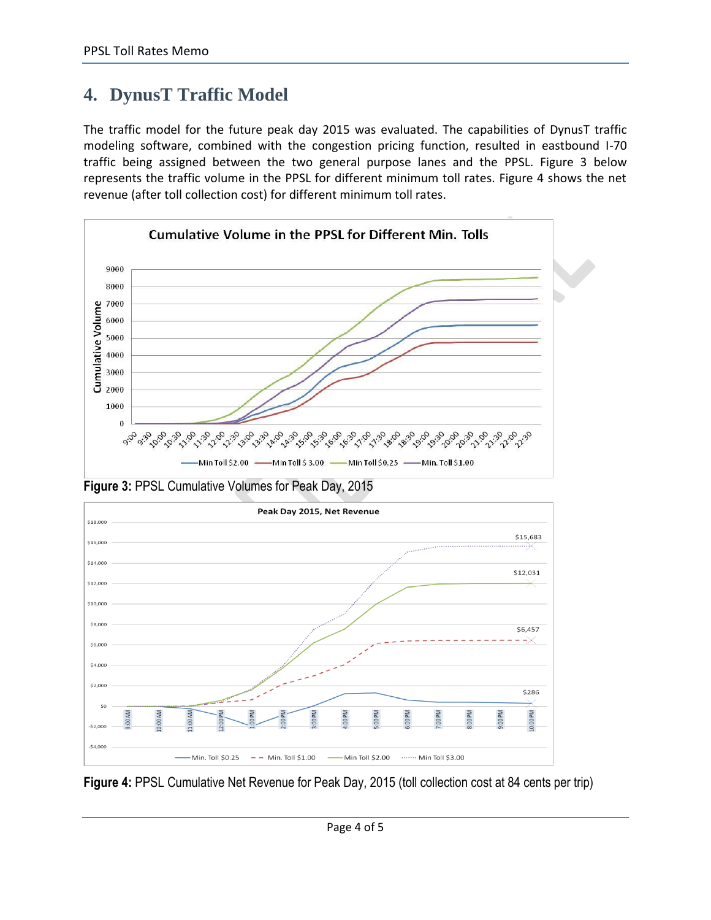# 4. DynusT Traffic Model

The traffic model for the future peak day 2015 was evaluated. The capabilities of DynusT traffic modeling software, combined with the congestion pricing function, resulted in eastbound I-70 traffic being assigned between the two general purpose lanes and the PPSL. Figure 3 below represents the traffic volume in the PPSL for different minimum toll rates. Figure 4 shows the net revenue (after toll collection cost) for different minimum toll rates.

**Figure 3:** PPSL Cumulative Volumes for Peak Day, 2015

**Figure 4:** PPSL Cumulative Net Revenue for Peak Day, 2015 (toll collection cost at 84 cents per trip)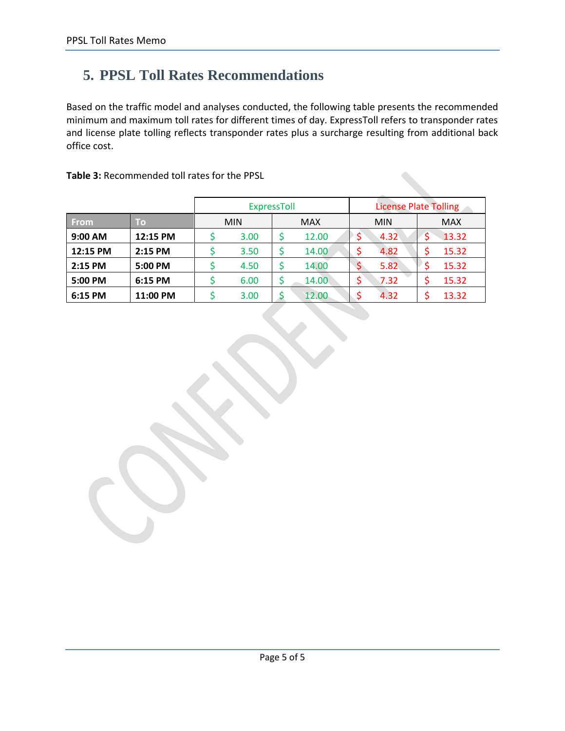## 5. PPSL Toll Rates Recommendations

Based on the traffic model and analyses conducted, the following table presents the recommended minimum and maximum toll rates for different times of day. ExpressToll refers to transponder rates and license plate tolling reflects transponder rates plus a surcharge resulting from additional back office cost.

**Table 3:** Recommended toll rates for the PPSL

| | | ExpressToll | | License Plate Tolling | |
|---|---|---|---|---|---|
| **From** | **To** | MIN | MAX | MIN | MAX |
| **9:00 AM** | **12:15 PM** | $ 3.00 | $ 12.00 | $ 4.32 | $ 13.32 |
| **12:15 PM** | **2:15 PM** | $ 3.50 | $ 14.00 | $ 4.82 | $ 15.32 |
| **2:15 PM** | **5:00 PM** | $ 4.50 | $ 14.00 | $ 5.82 | $ 15.32 |
| **5:00 PM** | **6:15 PM** | $ 6.00 | $ 14.00 | $ 7.32 | $ 15.32 |
| **6:15 PM** | **11:00 PM** | $ 3.00 | $ 12.00 | $ 4.32 | $ 13.32 |